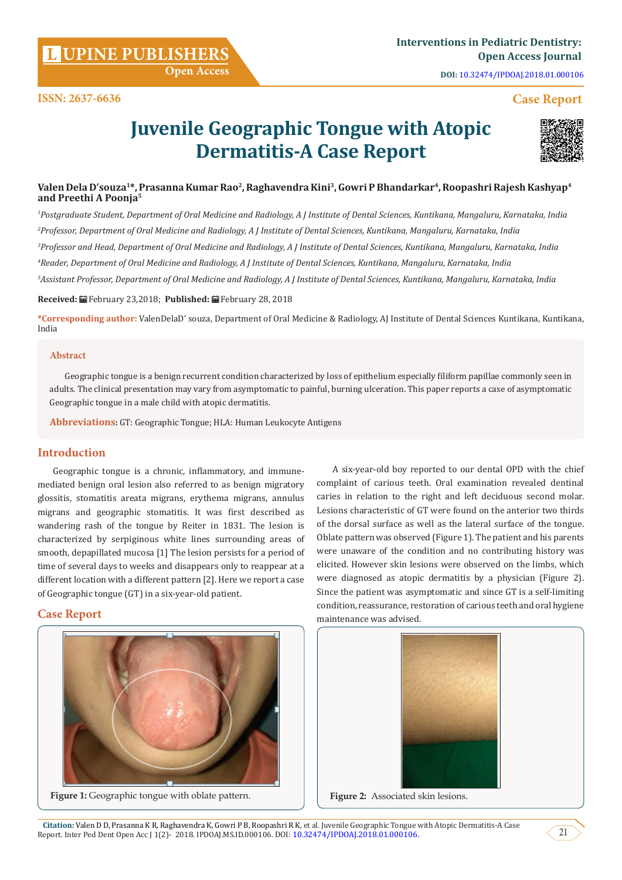ISSN: 2637-6636

Case Report

# Juvenile Geographic Tongue with Atopic Dermatitis-A Case Report

**Valen Dela D'souza[1]*, Prasanna Kumar Rao[2], Raghavendra Kini[3], Gowri P Bhandarkar[4], Roopashri Rajesh Kashyap[4] and Preethi A Poonja[5]**

*[1]Postgraduate Student, Department of Oral Medicine and Radiology, A J Institute of Dental Sciences, Kuntikana, Mangaluru, Karnataka, India*

*[2]Professor, Department of Oral Medicine and Radiology, A J Institute of Dental Sciences, Kuntikana, Mangaluru, Karnataka, India*

*[3]Professor and Head, Department of Oral Medicine and Radiology, A J Institute of Dental Sciences, Kuntikana, Mangaluru, Karnataka, India*

*[4]Reader, Department of Oral Medicine and Radiology, A J Institute of Dental Sciences, Kuntikana, Mangaluru, Karnataka, India*

*[5]Assistant Professor, Department of Oral Medicine and Radiology, A J Institute of Dental Sciences, Kuntikana, Mangaluru, Karnataka, India*

**Received:** February 23,2018; **Published:** February 28, 2018

**\*Corresponding author:** ValenDelaD' souza, Department of Oral Medicine & Radiology, AJ Institute of Dental Sciences Kuntikana, Kuntikana, India

## Abstract

Geographic tongue is a benign recurrent condition characterized by loss of epithelium especially filiform papillae commonly seen in adults. The clinical presentation may vary from asymptomatic to painful, burning ulceration. This paper reports a case of asymptomatic Geographic tongue in a male child with atopic dermatitis.

**Abbreviations:** GT: Geographic Tongue; HLA: Human Leukocyte Antigens

## Introduction

Geographic tongue is a chronic, inflammatory, and immune-mediated benign oral lesion also referred to as benign migratory glossitis, stomatitis areata migrans, erythema migrans, annulus migrans and geographic stomatitis. It was first described as wandering rash of the tongue by Reiter in 1831. The lesion is characterized by serpiginous white lines surrounding areas of smooth, depapillated mucosa [1] The lesion persists for a period of time of several days to weeks and disappears only to reappear at a different location with a different pattern [2]. Here we report a case of Geographic tongue (GT) in a six-year-old patient.

## Case Report

A six-year-old boy reported to our dental OPD with the chief complaint of carious teeth. Oral examination revealed dentinal caries in relation to the right and left deciduous second molar. Lesions characteristic of GT were found on the anterior two thirds of the dorsal surface as well as the lateral surface of the tongue. Oblate pattern was observed (Figure 1). The patient and his parents were unaware of the condition and no contributing history was elicited. However skin lesions were observed on the limbs, which were diagnosed as atopic dermatitis by a physician (Figure 2). Since the patient was asymptomatic and since GT is a self-limiting condition, reassurance, restoration of carious teeth and oral hygiene maintenance was advised.

**Figure 1:** Geographic tongue with oblate pattern.

**Figure 2:** Associated skin lesions.

**Citation:** Valen D D, Prasanna K R, Raghavendra K, Gowri P B, Roopashri R K, et al. Juvenile Geographic Tongue with Atopic Dermatitis-A Case Report. Inter Ped Dent Open Acc J 1(2)- 2018. IPDOAJ.MS.ID.000106. DOI: 10.32474/IPDOAJ.2018.01.000106.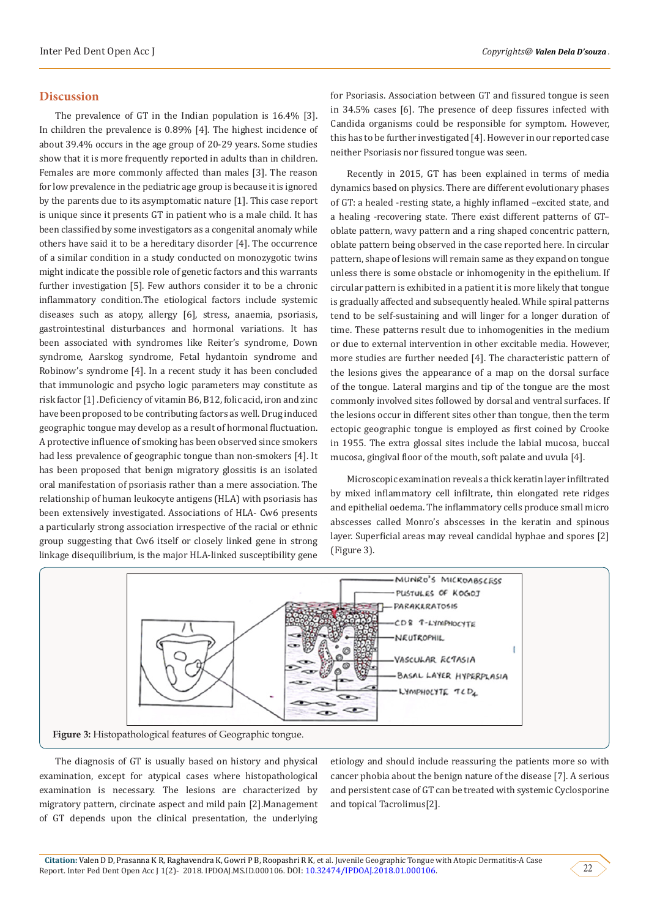## Discussion

The prevalence of GT in the Indian population is 16.4% [3]. In children the prevalence is 0.89% [4]. The highest incidence of about 39.4% occurs in the age group of 20-29 years. Some studies show that it is more frequently reported in adults than in children. Females are more commonly affected than males [3]. The reason for low prevalence in the pediatric age group is because it is ignored by the parents due to its asymptomatic nature [1]. This case report is unique since it presents GT in patient who is a male child. It has been classified by some investigators as a congenital anomaly while others have said it to be a hereditary disorder [4]. The occurrence of a similar condition in a study conducted on monozygotic twins might indicate the possible role of genetic factors and this warrants further investigation [5]. Few authors consider it to be a chronic inflammatory condition.The etiological factors include systemic diseases such as atopy, allergy [6], stress, anaemia, psoriasis, gastrointestinal disturbances and hormonal variations. It has been associated with syndromes like Reiter's syndrome, Down syndrome, Aarskog syndrome, Fetal hydantoin syndrome and Robinow's syndrome [4]. In a recent study it has been concluded that immunologic and psycho logic parameters may constitute as risk factor [1] .Deficiency of vitamin B6, B12, folic acid, iron and zinc have been proposed to be contributing factors as well. Drug induced geographic tongue may develop as a result of hormonal fluctuation. A protective influence of smoking has been observed since smokers had less prevalence of geographic tongue than non-smokers [4]. It has been proposed that benign migratory glossitis is an isolated oral manifestation of psoriasis rather than a mere association. The relationship of human leukocyte antigens (HLA) with psoriasis has been extensively investigated. Associations of HLA- Cw6 presents a particularly strong association irrespective of the racial or ethnic group suggesting that Cw6 itself or closely linked gene in strong linkage disequilibrium, is the major HLA-linked susceptibility gene for Psoriasis. Association between GT and fissured tongue is seen in 34.5% cases [6]. The presence of deep fissures infected with Candida organisms could be responsible for symptom. However, this has to be further investigated [4]. However in our reported case neither Psoriasis nor fissured tongue was seen.

Recently in 2015, GT has been explained in terms of media dynamics based on physics. There are different evolutionary phases of GT: a healed -resting state, a highly inflamed –excited state, and a healing -recovering state. There exist different patterns of GT– oblate pattern, wavy pattern and a ring shaped concentric pattern, oblate pattern being observed in the case reported here. In circular pattern, shape of lesions will remain same as they expand on tongue unless there is some obstacle or inhomogenity in the epithelium. If circular pattern is exhibited in a patient it is more likely that tongue is gradually affected and subsequently healed. While spiral patterns tend to be self-sustaining and will linger for a longer duration of time. These patterns result due to inhomogenities in the medium or due to external intervention in other excitable media. However, more studies are further needed [4]. The characteristic pattern of the lesions gives the appearance of a map on the dorsal surface of the tongue. Lateral margins and tip of the tongue are the most commonly involved sites followed by dorsal and ventral surfaces. If the lesions occur in different sites other than tongue, then the term ectopic geographic tongue is employed as first coined by Crooke in 1955. The extra glossal sites include the labial mucosa, buccal mucosa, gingival floor of the mouth, soft palate and uvula [4].

Microscopic examination reveals a thick keratin layer infiltrated by mixed inflammatory cell infiltrate, thin elongated rete ridges and epithelial oedema. The inflammatory cells produce small micro abscesses called Monro's abscesses in the keratin and spinous layer. Superficial areas may reveal candidal hyphae and spores [2] (Figure 3).

**Figure 3:** Histopathological features of Geographic tongue.

The diagnosis of GT is usually based on history and physical examination, except for atypical cases where histopathological examination is necessary. The lesions are characterized by migratory pattern, circinate aspect and mild pain [2].Management of GT depends upon the clinical presentation, the underlying etiology and should include reassuring the patients more so with cancer phobia about the benign nature of the disease [7]. A serious and persistent case of GT can be treated with systemic Cyclosporine and topical Tacrolimus[2].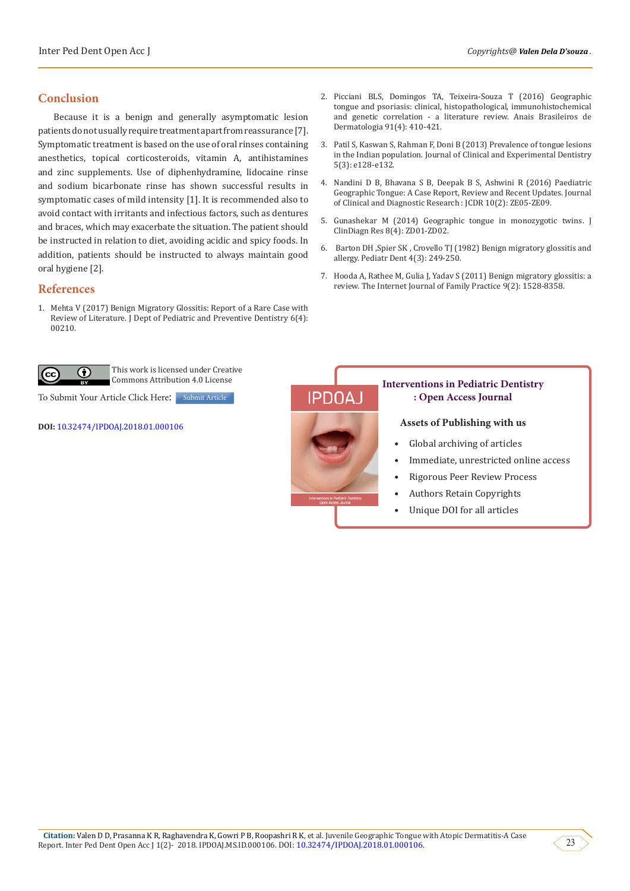## Conclusion

Because it is a benign and generally asymptomatic lesion patients do not usually require treatment apart from reassurance [7]. Symptomatic treatment is based on the use of oral rinses containing anesthetics, topical corticosteroids, vitamin A, antihistamines and zinc supplements. Use of diphenhydramine, lidocaine rinse and sodium bicarbonate rinse has shown successful results in symptomatic cases of mild intensity [1]. It is recommended also to avoid contact with irritants and infectious factors, such as dentures and braces, which may exacerbate the situation. The patient should be instructed in relation to diet, avoiding acidic and spicy foods. In addition, patients should be instructed to always maintain good oral hygiene [2].

## References

1. Mehta V (2017) Benign Migratory Glossitis: Report of a Rare Case with Review of Literature. J Dept of Pediatric and Preventive Dentistry 6(4): 00210.
2. Picciani BLS, Domingos TA, Teixeira-Souza T (2016) Geographic tongue and psoriasis: clinical, histopathological, immunohistochemical and genetic correlation - a literature review. Anais Brasileiros de Dermatologia 91(4): 410-421.
3. Patil S, Kaswan S, Rahman F, Doni B (2013) Prevalence of tongue lesions in the Indian population. Journal of Clinical and Experimental Dentistry 5(3): e128-e132.
4. Nandini D B, Bhavana S B, Deepak B S, Ashwini R (2016) Paediatric Geographic Tongue: A Case Report, Review and Recent Updates. Journal of Clinical and Diagnostic Research : JCDR 10(2): ZE05-ZE09.
5. Gunashekar M (2014) Geographic tongue in monozygotic twins. J ClinDiagn Res 8(4): ZD01-ZD02.
6. Barton DH ,Spier SK , Crovello TJ (1982) Benign migratory glossitis and allergy. Pediatr Dent 4(3): 249-250.
7. Hooda A, Rathee M, Gulia J, Yadav S (2011) Benign migratory glossitis: a review. The Internet Journal of Family Practice 9(2): 1528-8358.

This work is licensed under Creative Commons Attribution 4.0 License

To Submit Your Article Click Here: Submit Article

**DOI:** 10.32474/IPDOAJ.2018.01.000106

**Interventions in Pediatric Dentistry : Open Access Journal**

**Assets of Publishing with us**

- Global archiving of articles
- Immediate, unrestricted online access
- Rigorous Peer Review Process
- Authors Retain Copyrights
- Unique DOI for all articles

**Citation:** Valen D D, Prasanna K R, Raghavendra K, Gowri P B, Roopashri R K, et al. Juvenile Geographic Tongue with Atopic Dermatitis-A Case Report. Inter Ped Dent Open Acc J 1(2)- 2018. IPDOAJ.MS.ID.000106. DOI: 10.32474/IPDOAJ.2018.01.000106.